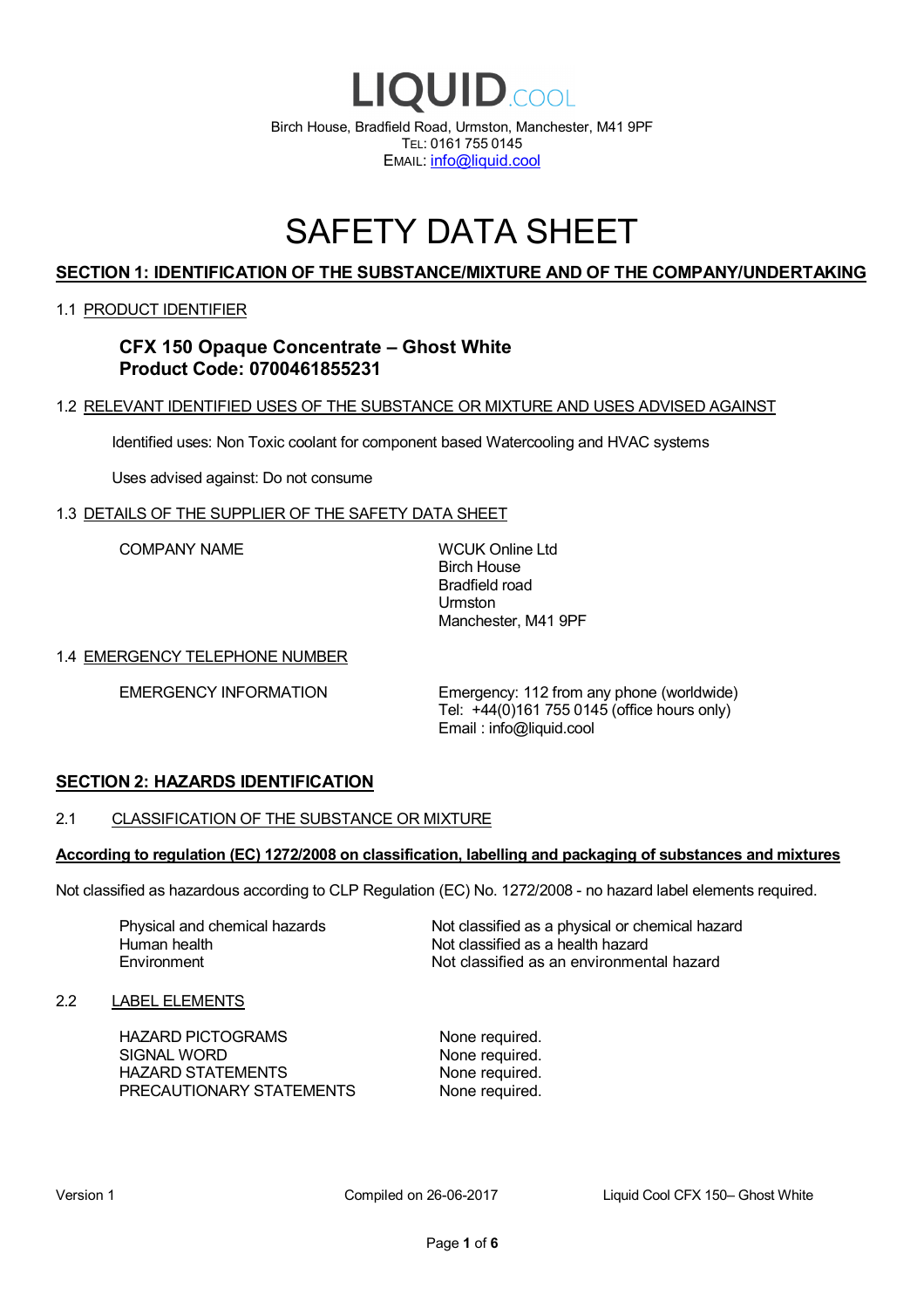# LIQUID.COOL

Birch House, Bradfield Road, Urmston, Manchester, M41 9PF
TEL: 0161 755 0145
EMAIL: info@liquid.cool

# SAFETY DATA SHEET

## SECTION 1: IDENTIFICATION OF THE SUBSTANCE/MIXTURE AND OF THE COMPANY/UNDERTAKING

### 1.1 PRODUCT IDENTIFIER

**CFX 150 Opaque Concentrate – Ghost White**
**Product Code: 0700461855231**

### 1.2 RELEVANT IDENTIFIED USES OF THE SUBSTANCE OR MIXTURE AND USES ADVISED AGAINST

Identified uses: Non Toxic coolant for component based Watercooling and HVAC systems

Uses advised against: Do not consume

### 1.3 DETAILS OF THE SUPPLIER OF THE SAFETY DATA SHEET

| | |
|---|---|
| COMPANY NAME | WCUK Online Ltd<br>Birch House<br>Bradfield road<br>Urmston<br>Manchester, M41 9PF |

### 1.4 EMERGENCY TELEPHONE NUMBER

| | |
|---|---|
| EMERGENCY INFORMATION | Emergency: 112 from any phone (worldwide)<br>Tel: +44(0)161 755 0145 (office hours only)<br>Email : info@liquid.cool |

## SECTION 2: HAZARDS IDENTIFICATION

### 2.1 CLASSIFICATION OF THE SUBSTANCE OR MIXTURE

**According to regulation (EC) 1272/2008 on classification, labelling and packaging of substances and mixtures**

Not classified as hazardous according to CLP Regulation (EC) No. 1272/2008 - no hazard label elements required.

| | |
|---|---|
| Physical and chemical hazards | Not classified as a physical or chemical hazard |
| Human health | Not classified as a health hazard |
| Environment | Not classified as an environmental hazard |

### 2.2 LABEL ELEMENTS

| | |
|---|---|
| HAZARD PICTOGRAMS | None required. |
| SIGNAL WORD | None required. |
| HAZARD STATEMENTS | None required. |
| PRECAUTIONARY STATEMENTS | None required. |

Version 1 | Compiled on 26-06-2017 | Liquid Cool CFX 150– Ghost White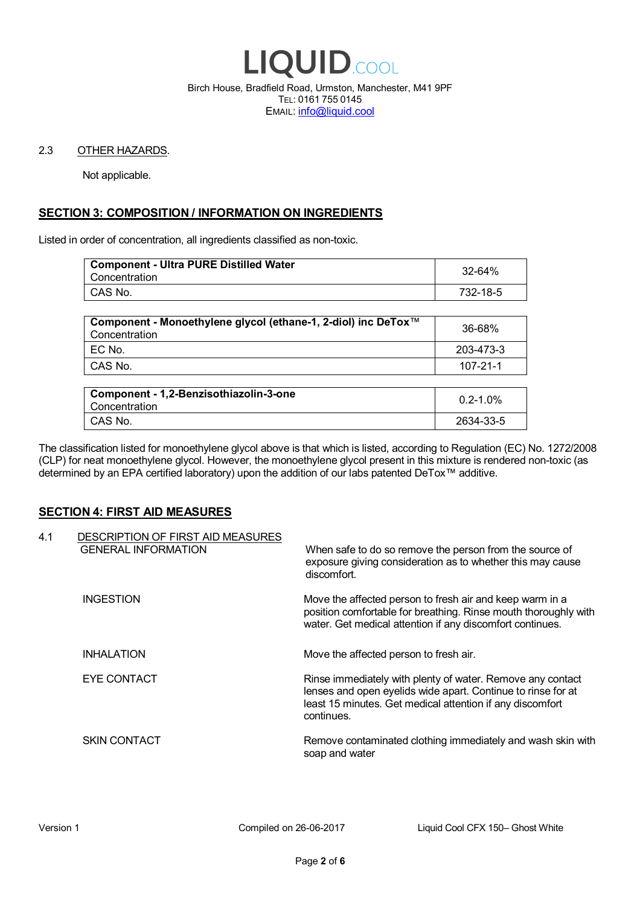2.3 OTHER HAZARDS.

Not applicable.

## SECTION 3: COMPOSITION / INFORMATION ON INGREDIENTS

Listed in order of concentration, all ingredients classified as non-toxic.

| **Component - Ultra PURE Distilled Water**<br>Concentration | 32-64% |
|---|---|
| CAS No. | 732-18-5 |

| **Component - Monoethylene glycol (ethane-1, 2-diol) inc DeTox™**<br>Concentration | 36-68% |
|---|---|
| EC No. | 203-473-3 |
| CAS No. | 107-21-1 |

| **Component - 1,2-Benzisothiazolin-3-one**<br>Concentration | 0.2-1.0% |
|---|---|
| CAS No. | 2634-33-5 |

The classification listed for monoethylene glycol above is that which is listed, according to Regulation (EC) No. 1272/2008 (CLP) for neat monoethylene glycol. However, the monoethylene glycol present in this mixture is rendered non-toxic (as determined by an EPA certified laboratory) upon the addition of our labs patented DeTox™ additive.

## SECTION 4: FIRST AID MEASURES

4.1 DESCRIPTION OF FIRST AID MEASURES

**GENERAL INFORMATION**
When safe to do so remove the person from the source of exposure giving consideration as to whether this may cause discomfort.

**INGESTION**
Move the affected person to fresh air and keep warm in a position comfortable for breathing. Rinse mouth thoroughly with water. Get medical attention if any discomfort continues.

**INHALATION**
Move the affected person to fresh air.

**EYE CONTACT**
Rinse immediately with plenty of water. Remove any contact lenses and open eyelids wide apart. Continue to rinse for at least 15 minutes. Get medical attention if any discomfort continues.

**SKIN CONTACT**
Remove contaminated clothing immediately and wash skin with soap and water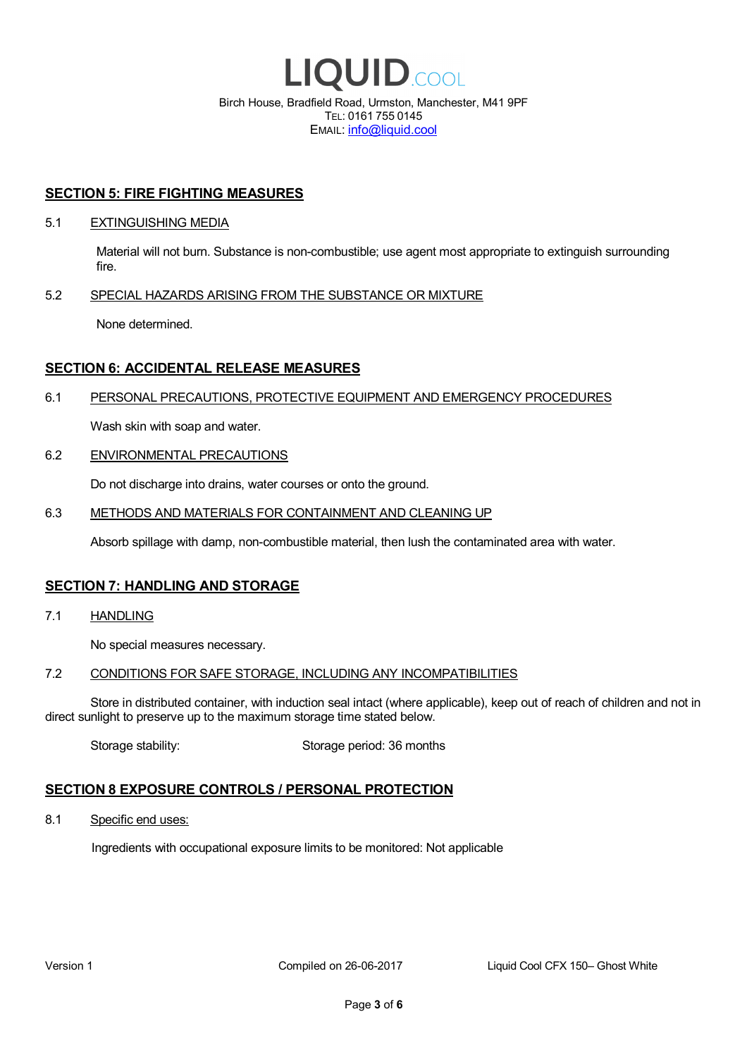## SECTION 5: FIRE FIGHTING MEASURES

### 5.1 EXTINGUISHING MEDIA

Material will not burn. Substance is non-combustible; use agent most appropriate to extinguish surrounding fire.

### 5.2 SPECIAL HAZARDS ARISING FROM THE SUBSTANCE OR MIXTURE

None determined.

## SECTION 6: ACCIDENTAL RELEASE MEASURES

### 6.1 PERSONAL PRECAUTIONS, PROTECTIVE EQUIPMENT AND EMERGENCY PROCEDURES

Wash skin with soap and water.

### 6.2 ENVIRONMENTAL PRECAUTIONS

Do not discharge into drains, water courses or onto the ground.

### 6.3 METHODS AND MATERIALS FOR CONTAINMENT AND CLEANING UP

Absorb spillage with damp, non-combustible material, then lush the contaminated area with water.

## SECTION 7: HANDLING AND STORAGE

### 7.1 HANDLING

No special measures necessary.

### 7.2 CONDITIONS FOR SAFE STORAGE, INCLUDING ANY INCOMPATIBILITIES

Store in distributed container, with induction seal intact (where applicable), keep out of reach of children and not in direct sunlight to preserve up to the maximum storage time stated below.

Storage stability: Storage period: 36 months

## SECTION 8 EXPOSURE CONTROLS / PERSONAL PROTECTION

### 8.1 Specific end uses:

Ingredients with occupational exposure limits to be monitored: Not applicable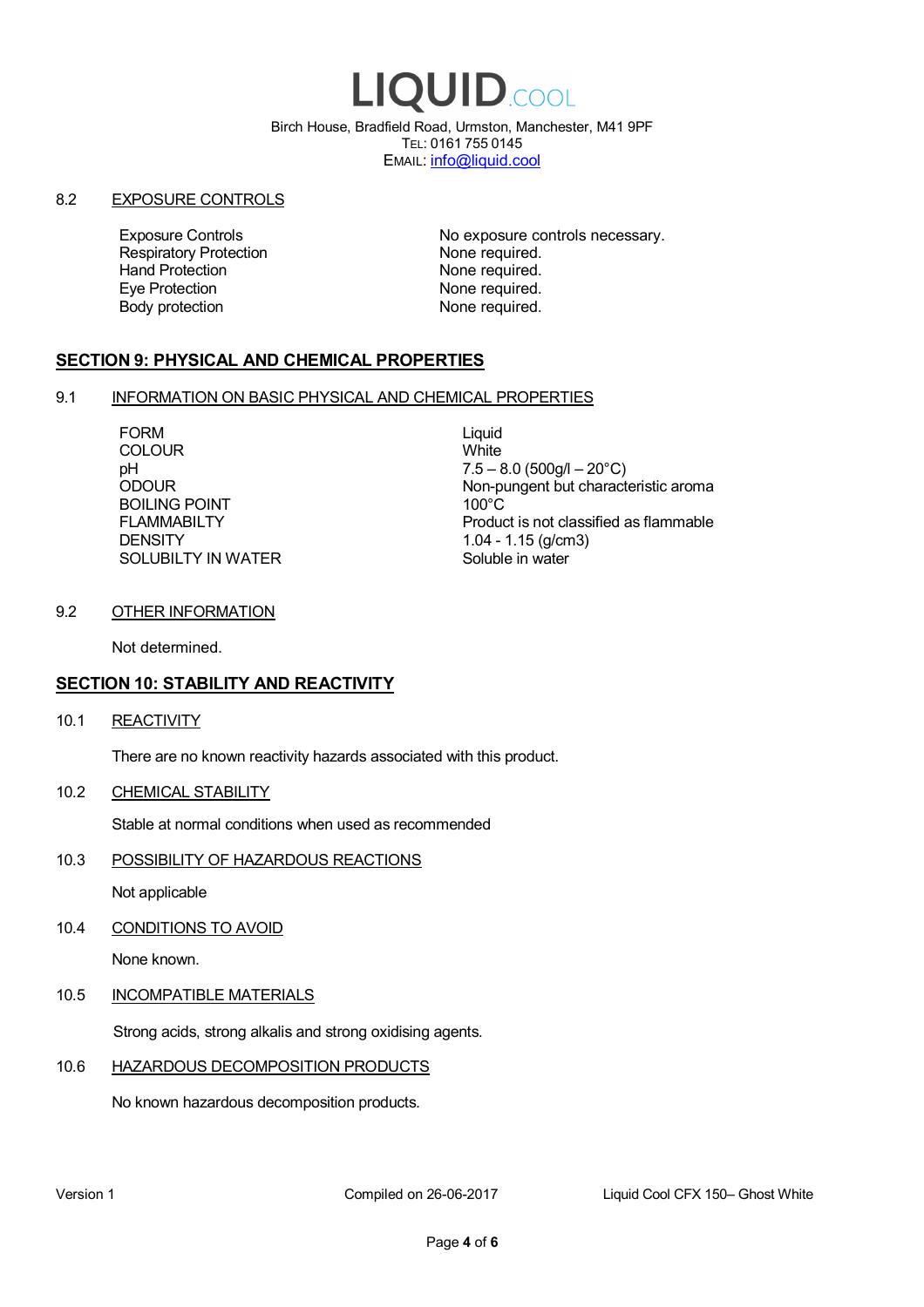## 8.2 EXPOSURE CONTROLS

| | |
|---|---|
| Exposure Controls | No exposure controls necessary. |
| Respiratory Protection | None required. |
| Hand Protection | None required. |
| Eye Protection | None required. |
| Body protection | None required. |

## SECTION 9: PHYSICAL AND CHEMICAL PROPERTIES

### 9.1 INFORMATION ON BASIC PHYSICAL AND CHEMICAL PROPERTIES

| | |
|---|---|
| FORM | Liquid |
| COLOUR | White |
| pH | 7.5 – 8.0 (500g/l – 20°C) |
| ODOUR | Non-pungent but characteristic aroma |
| BOILING POINT | 100°C |
| FLAMMABILTY | Product is not classified as flammable |
| DENSITY | 1.04 - 1.15 (g/cm3) |
| SOLUBILTY IN WATER | Soluble in water |

### 9.2 OTHER INFORMATION

Not determined.

## SECTION 10: STABILITY AND REACTIVITY

### 10.1 REACTIVITY

There are no known reactivity hazards associated with this product.

### 10.2 CHEMICAL STABILITY

Stable at normal conditions when used as recommended

### 10.3 POSSIBILITY OF HAZARDOUS REACTIONS

Not applicable

### 10.4 CONDITIONS TO AVOID

None known.

### 10.5 INCOMPATIBLE MATERIALS

Strong acids, strong alkalis and strong oxidising agents.

### 10.6 HAZARDOUS DECOMPOSITION PRODUCTS

No known hazardous decomposition products.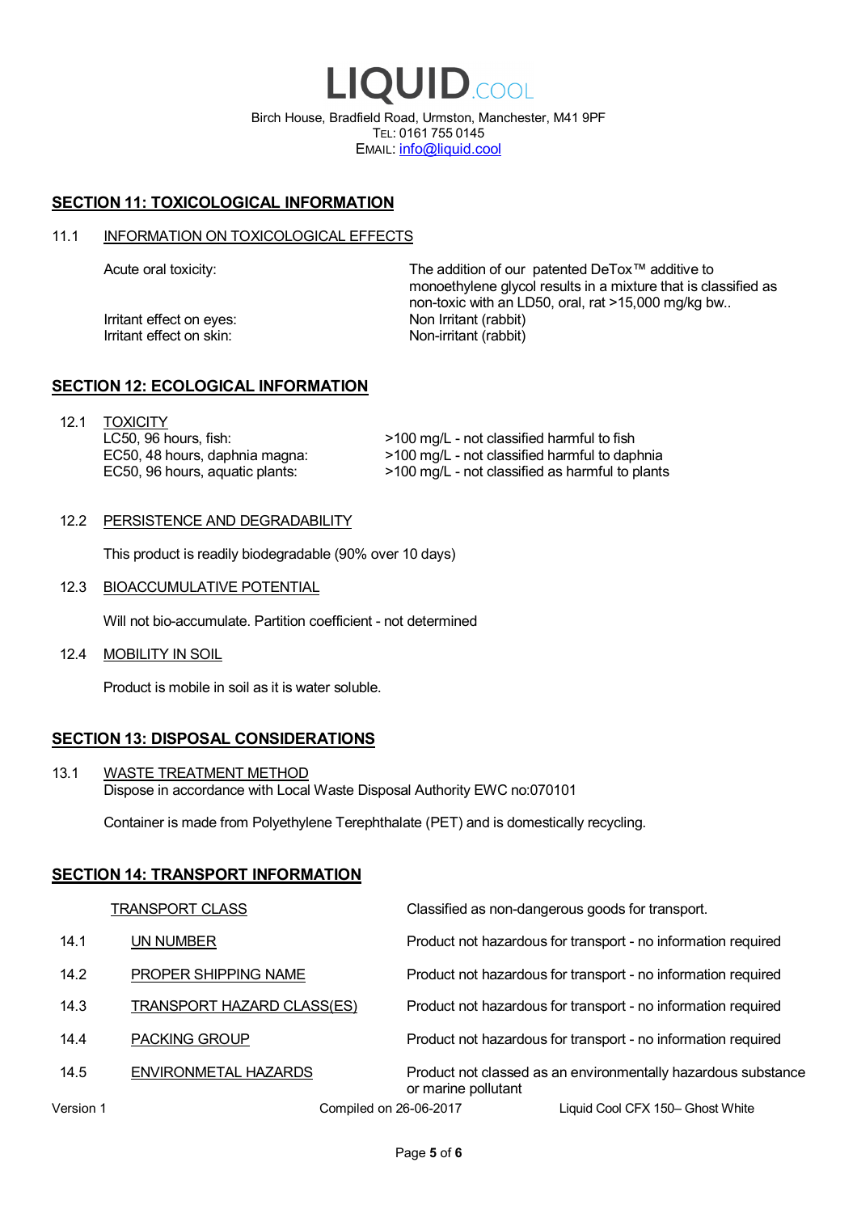# LIQUID.COOL

Birch House, Bradfield Road, Urmston, Manchester, M41 9PF
TEL: 0161 755 0145
EMAIL: info@liquid.cool

## SECTION 11: TOXICOLOGICAL INFORMATION

### 11.1 INFORMATION ON TOXICOLOGICAL EFFECTS

| | |
|---|---|
| Acute oral toxicity: | The addition of our patented DeTox™ additive to monoethylene glycol results in a mixture that is classified as non-toxic with an LD50, oral, rat >15,000 mg/kg bw.. |
| Irritant effect on eyes: | Non Irritant (rabbit) |
| Irritant effect on skin: | Non-irritant (rabbit) |

## SECTION 12: ECOLOGICAL INFORMATION

### 12.1 TOXICITY

| | |
|---|---|
| LC50, 96 hours, fish: | >100 mg/L - not classified harmful to fish |
| EC50, 48 hours, daphnia magna: | >100 mg/L - not classified harmful to daphnia |
| EC50, 96 hours, aquatic plants: | >100 mg/L - not classified as harmful to plants |

### 12.2 PERSISTENCE AND DEGRADABILITY

This product is readily biodegradable (90% over 10 days)

### 12.3 BIOACCUMULATIVE POTENTIAL

Will not bio-accumulate. Partition coefficient - not determined

### 12.4 MOBILITY IN SOIL

Product is mobile in soil as it is water soluble.

## SECTION 13: DISPOSAL CONSIDERATIONS

### 13.1 WASTE TREATMENT METHOD

Dispose in accordance with Local Waste Disposal Authority EWC no:070101

Container is made from Polyethylene Terephthalate (PET) and is domestically recycling.

## SECTION 14: TRANSPORT INFORMATION

| | | |
|---|---|---|
| | TRANSPORT CLASS | Classified as non-dangerous goods for transport. |
| 14.1 | UN NUMBER | Product not hazardous for transport - no information required |
| 14.2 | PROPER SHIPPING NAME | Product not hazardous for transport - no information required |
| 14.3 | TRANSPORT HAZARD CLASS(ES) | Product not hazardous for transport - no information required |
| 14.4 | PACKING GROUP | Product not hazardous for transport - no information required |
| 14.5 | ENVIRONMETAL HAZARDS | Product not classed as an environmentally hazardous substance or marine pollutant |

Version 1 Compiled on 26-06-2017 Liquid Cool CFX 150– Ghost White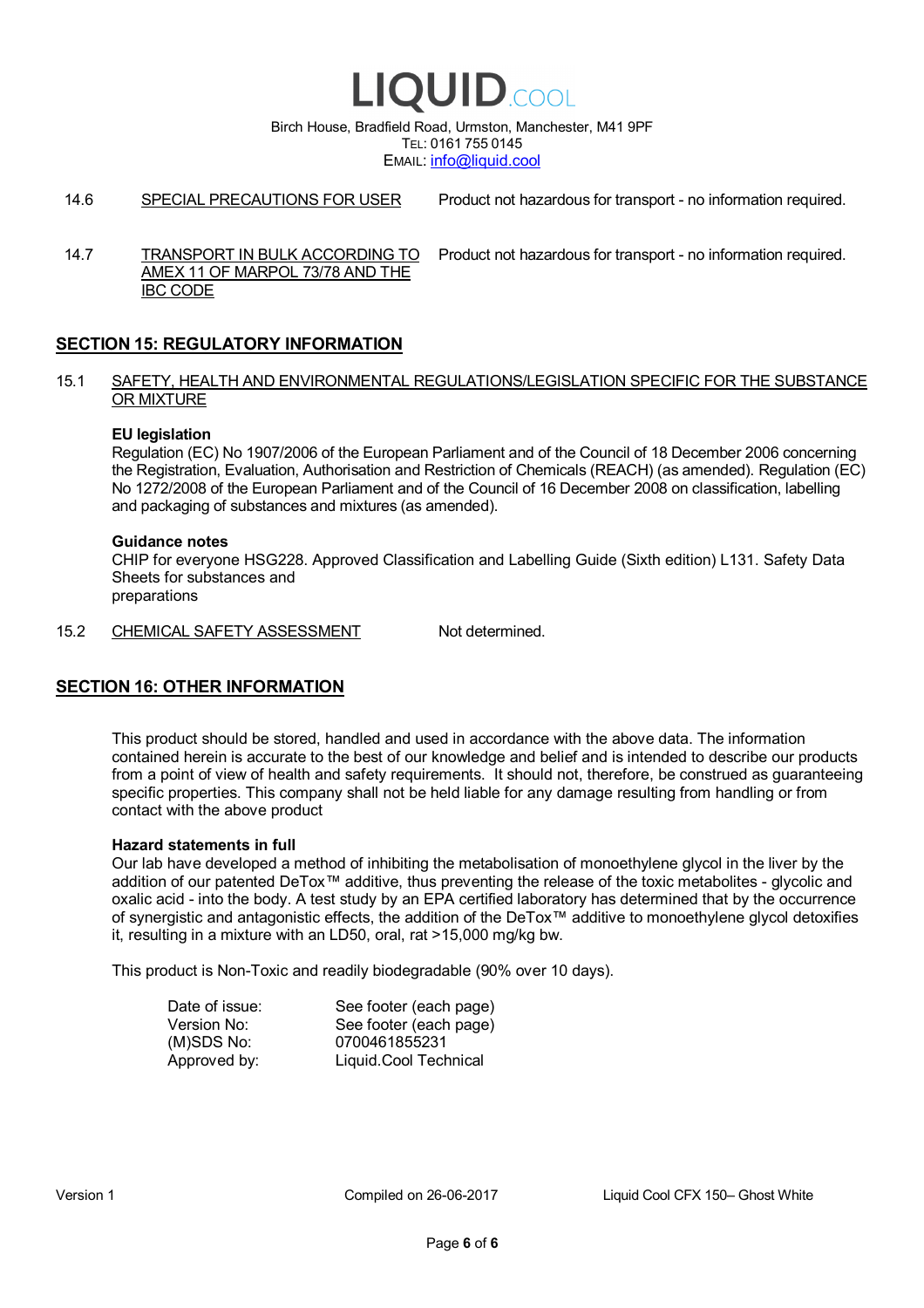# LIQUID.COOL

Birch House, Bradfield Road, Urmston, Manchester, M41 9PF
TEL: 0161 755 0145
EMAIL: info@liquid.cool

14.6 SPECIAL PRECAUTIONS FOR USER — Product not hazardous for transport - no information required.

14.7 TRANSPORT IN BULK ACCORDING TO AMEX 11 OF MARPOL 73/78 AND THE IBC CODE — Product not hazardous for transport - no information required.

## SECTION 15: REGULATORY INFORMATION

15.1 SAFETY, HEALTH AND ENVIRONMENTAL REGULATIONS/LEGISLATION SPECIFIC FOR THE SUBSTANCE OR MIXTURE

**EU legislation**

Regulation (EC) No 1907/2006 of the European Parliament and of the Council of 18 December 2006 concerning the Registration, Evaluation, Authorisation and Restriction of Chemicals (REACH) (as amended). Regulation (EC) No 1272/2008 of the European Parliament and of the Council of 16 December 2008 on classification, labelling and packaging of substances and mixtures (as amended).

**Guidance notes**

CHIP for everyone HSG228. Approved Classification and Labelling Guide (Sixth edition) L131. Safety Data Sheets for substances and preparations

15.2 CHEMICAL SAFETY ASSESSMENT — Not determined.

## SECTION 16: OTHER INFORMATION

This product should be stored, handled and used in accordance with the above data. The information contained herein is accurate to the best of our knowledge and belief and is intended to describe our products from a point of view of health and safety requirements. It should not, therefore, be construed as guaranteeing specific properties. This company shall not be held liable for any damage resulting from handling or from contact with the above product

**Hazard statements in full**

Our lab have developed a method of inhibiting the metabolisation of monoethylene glycol in the liver by the addition of our patented DeTox™ additive, thus preventing the release of the toxic metabolites - glycolic and oxalic acid - into the body. A test study by an EPA certified laboratory has determined that by the occurrence of synergistic and antagonistic effects, the addition of the DeTox™ additive to monoethylene glycol detoxifies it, resulting in a mixture with an LD50, oral, rat >15,000 mg/kg bw.

This product is Non-Toxic and readily biodegradable (90% over 10 days).

| | |
|---|---|
| Date of issue: | See footer (each page) |
| Version No: | See footer (each page) |
| (M)SDS No: | 0700461855231 |
| Approved by: | Liquid.Cool Technical |

Version 1 — Compiled on 26-06-2017 — Liquid Cool CFX 150– Ghost White